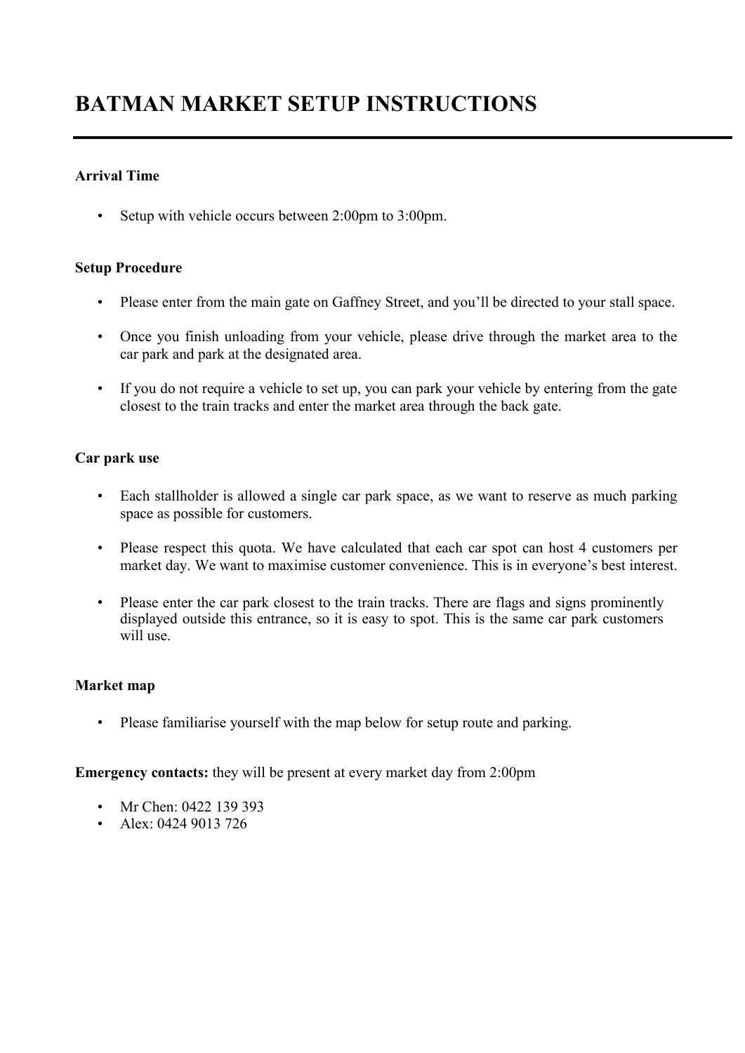# BATMAN MARKET SETUP INSTRUCTIONS

**Arrival Time**

- Setup with vehicle occurs between 2:00pm to 3:00pm.

**Setup Procedure**

- Please enter from the main gate on Gaffney Street, and you'll be directed to your stall space.
- Once you finish unloading from your vehicle, please drive through the market area to the car park and park at the designated area.
- If you do not require a vehicle to set up, you can park your vehicle by entering from the gate closest to the train tracks and enter the market area through the back gate.

**Car park use**

- Each stallholder is allowed a single car park space, as we want to reserve as much parking space as possible for customers.
- Please respect this quota. We have calculated that each car spot can host 4 customers per market day. We want to maximise customer convenience. This is in everyone's best interest.
- Please enter the car park closest to the train tracks. There are flags and signs prominently displayed outside this entrance, so it is easy to spot. This is the same car park customers will use.

**Market map**

- Please familiarise yourself with the map below for setup route and parking.

**Emergency contacts:** they will be present at every market day from 2:00pm

- Mr Chen: 0422 139 393
- Alex: 0424 9013 726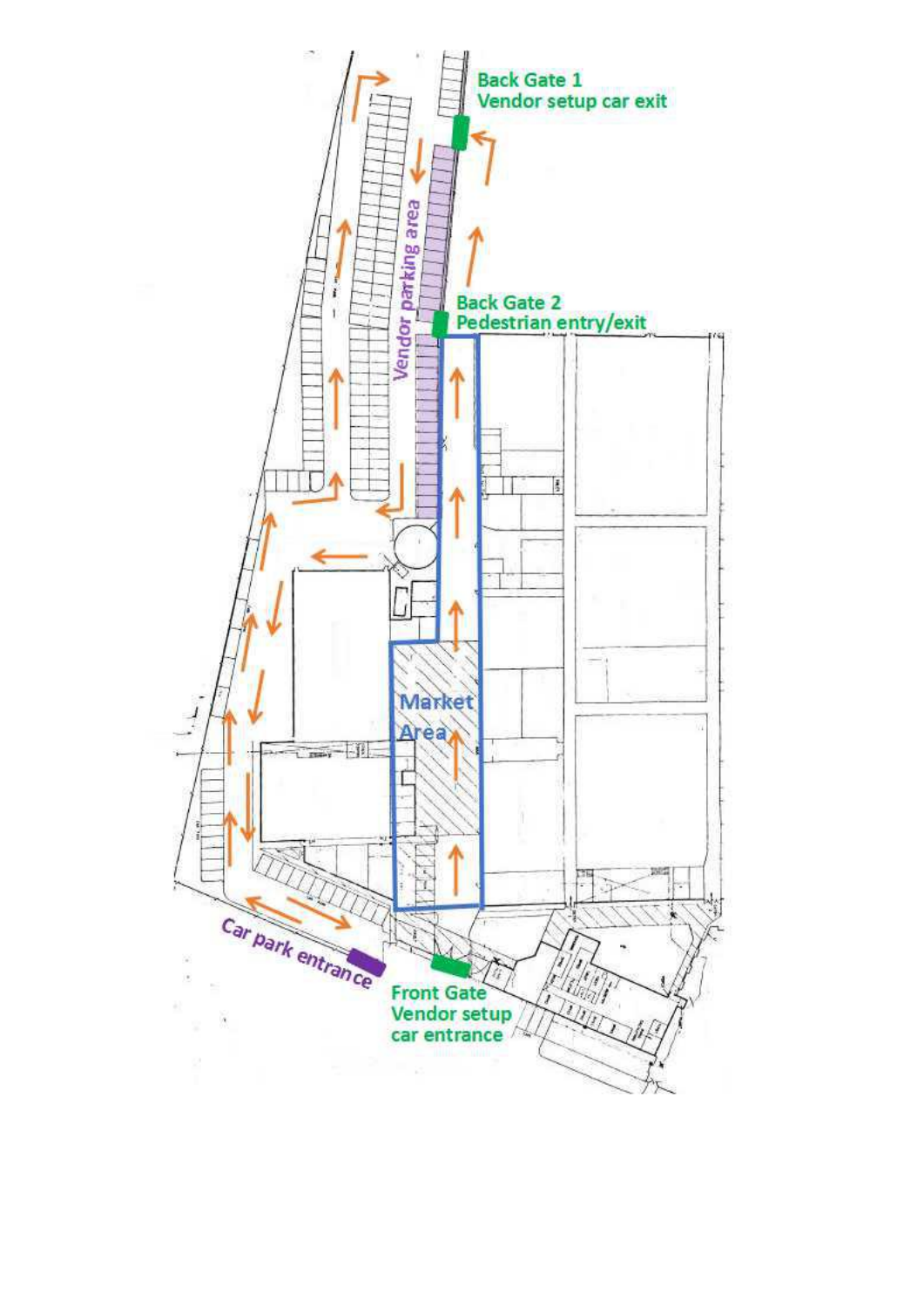Back Gate 1
Vendor setup car exit

Vendor parking area

Back Gate 2
Pedestrian entry/exit

Market Area

Car park entrance

Front Gate
Vendor setup
car entrance